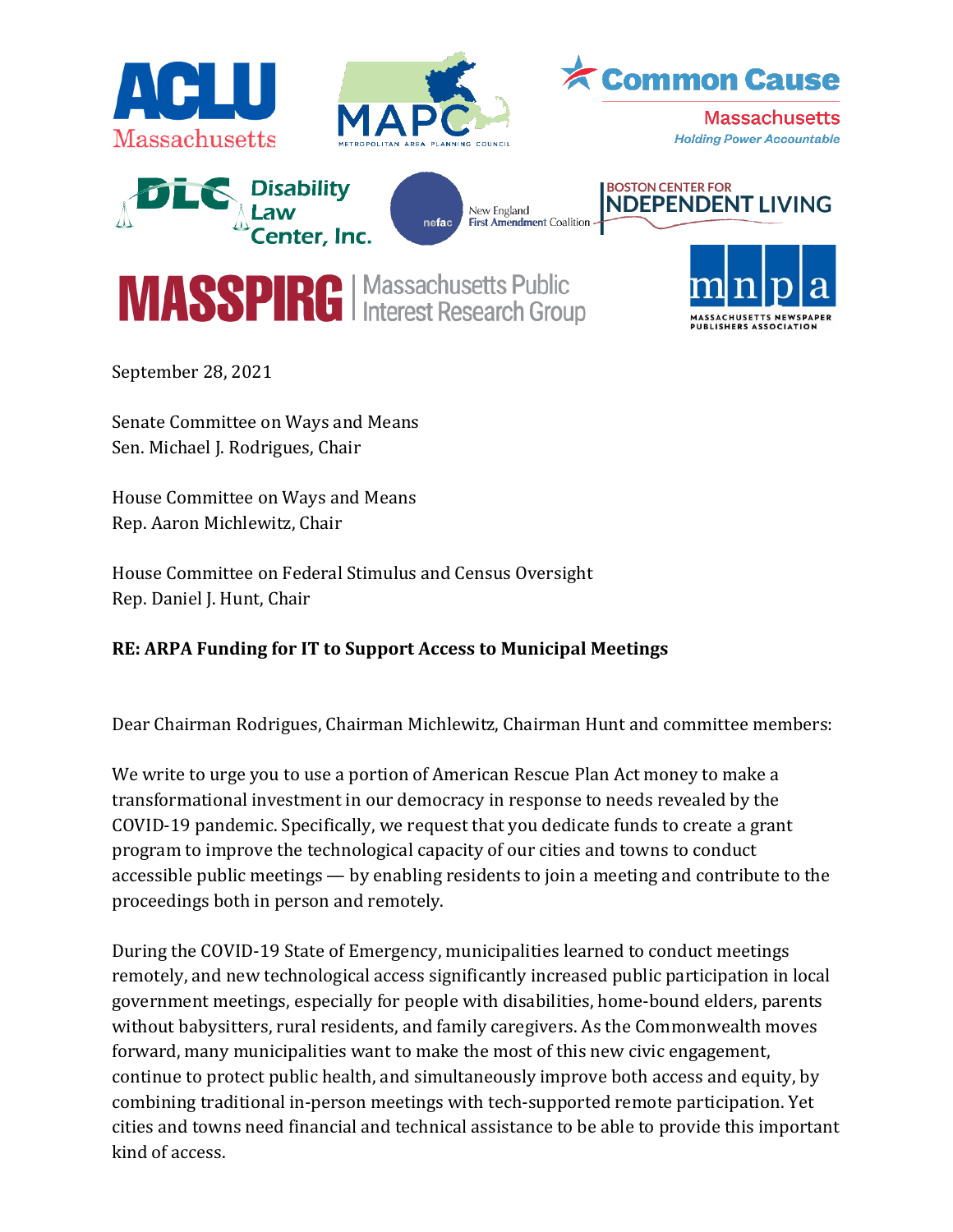September 28, 2021

Senate Committee on Ways and Means
Sen. Michael J. Rodrigues, Chair

House Committee on Ways and Means
Rep. Aaron Michlewitz, Chair

House Committee on Federal Stimulus and Census Oversight
Rep. Daniel J. Hunt, Chair

**RE: ARPA Funding for IT to Support Access to Municipal Meetings**

Dear Chairman Rodrigues, Chairman Michlewitz, Chairman Hunt and committee members:

We write to urge you to use a portion of American Rescue Plan Act money to make a transformational investment in our democracy in response to needs revealed by the COVID-19 pandemic. Specifically, we request that you dedicate funds to create a grant program to improve the technological capacity of our cities and towns to conduct accessible public meetings — by enabling residents to join a meeting and contribute to the proceedings both in person and remotely.

During the COVID-19 State of Emergency, municipalities learned to conduct meetings remotely, and new technological access significantly increased public participation in local government meetings, especially for people with disabilities, home-bound elders, parents without babysitters, rural residents, and family caregivers. As the Commonwealth moves forward, many municipalities want to make the most of this new civic engagement, continue to protect public health, and simultaneously improve both access and equity, by combining traditional in-person meetings with tech-supported remote participation. Yet cities and towns need financial and technical assistance to be able to provide this important kind of access.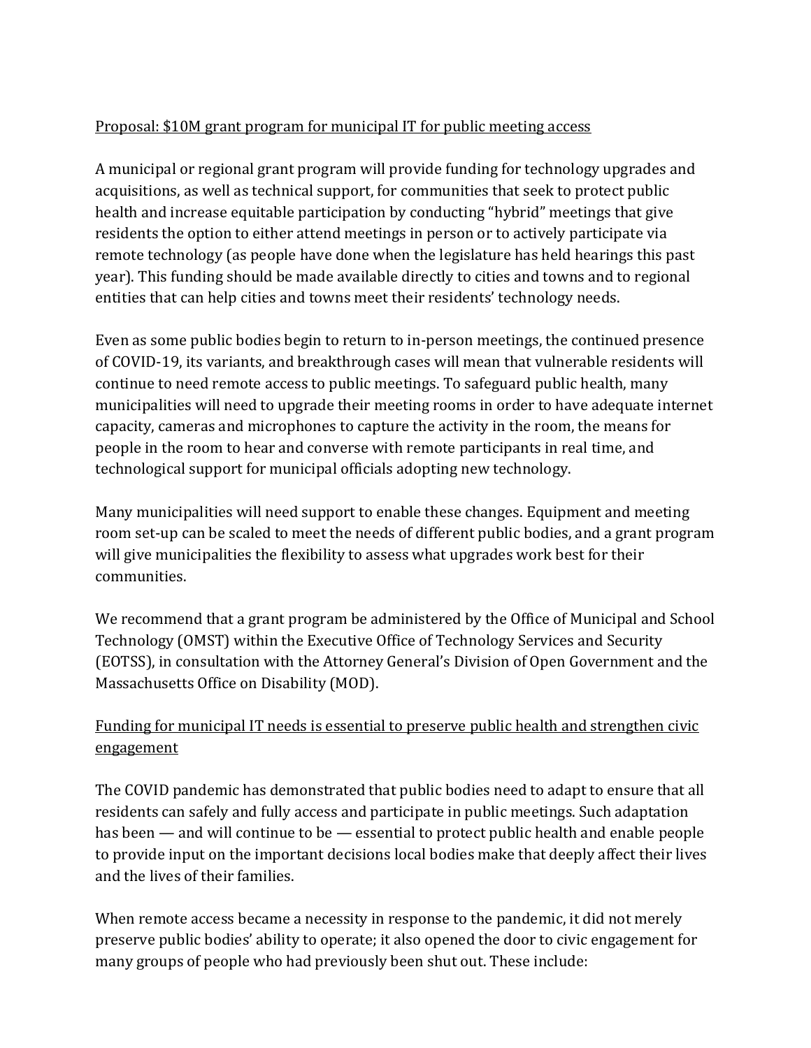Proposal: $10M grant program for municipal IT for public meeting access

A municipal or regional grant program will provide funding for technology upgrades and acquisitions, as well as technical support, for communities that seek to protect public health and increase equitable participation by conducting "hybrid" meetings that give residents the option to either attend meetings in person or to actively participate via remote technology (as people have done when the legislature has held hearings this past year). This funding should be made available directly to cities and towns and to regional entities that can help cities and towns meet their residents' technology needs.

Even as some public bodies begin to return to in-person meetings, the continued presence of COVID-19, its variants, and breakthrough cases will mean that vulnerable residents will continue to need remote access to public meetings. To safeguard public health, many municipalities will need to upgrade their meeting rooms in order to have adequate internet capacity, cameras and microphones to capture the activity in the room, the means for people in the room to hear and converse with remote participants in real time, and technological support for municipal officials adopting new technology.

Many municipalities will need support to enable these changes. Equipment and meeting room set-up can be scaled to meet the needs of different public bodies, and a grant program will give municipalities the flexibility to assess what upgrades work best for their communities.

We recommend that a grant program be administered by the Office of Municipal and School Technology (OMST) within the Executive Office of Technology Services and Security (EOTSS), in consultation with the Attorney General's Division of Open Government and the Massachusetts Office on Disability (MOD).

Funding for municipal IT needs is essential to preserve public health and strengthen civic engagement

The COVID pandemic has demonstrated that public bodies need to adapt to ensure that all residents can safely and fully access and participate in public meetings. Such adaptation has been — and will continue to be — essential to protect public health and enable people to provide input on the important decisions local bodies make that deeply affect their lives and the lives of their families.

When remote access became a necessity in response to the pandemic, it did not merely preserve public bodies' ability to operate; it also opened the door to civic engagement for many groups of people who had previously been shut out. These include: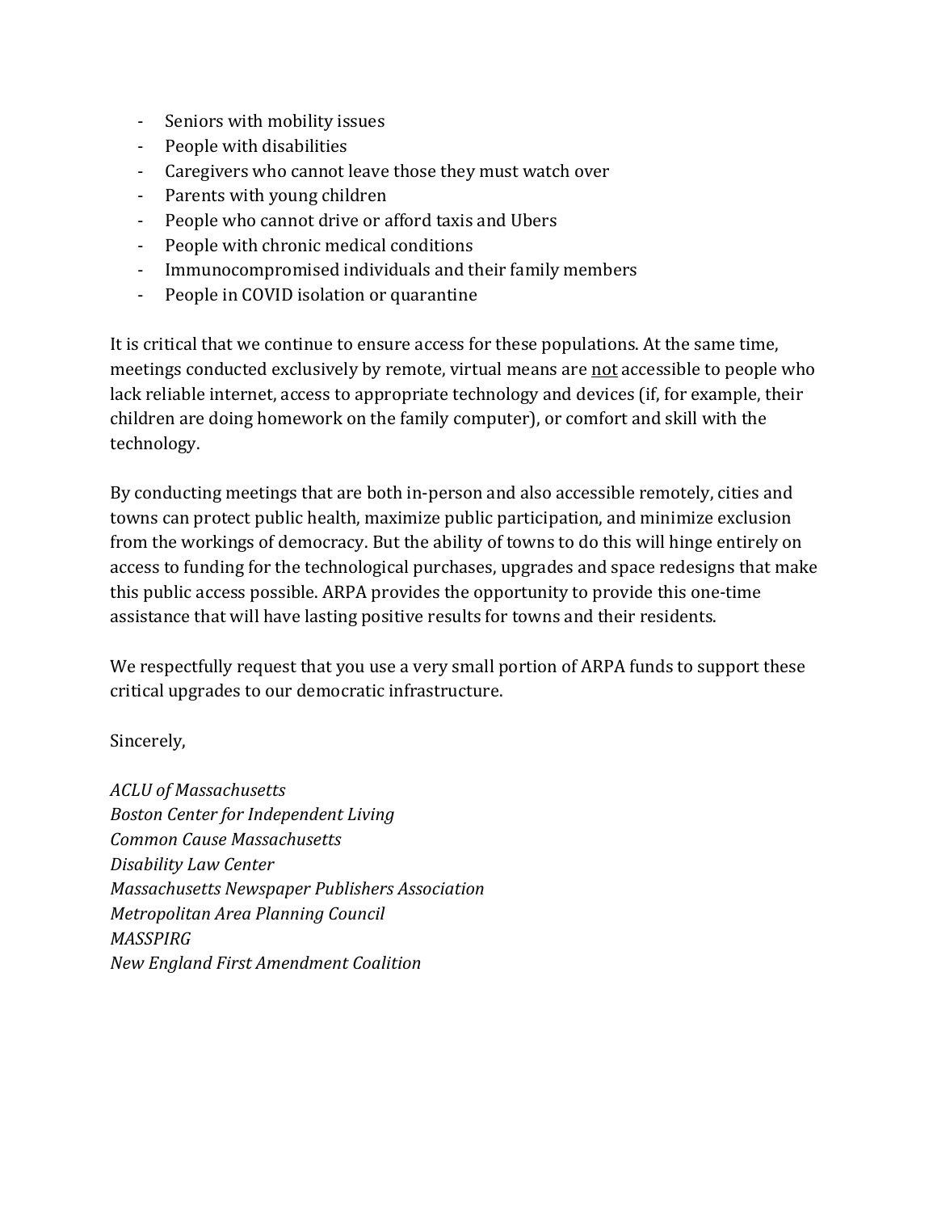- Seniors with mobility issues
- People with disabilities
- Caregivers who cannot leave those they must watch over
- Parents with young children
- People who cannot drive or afford taxis and Ubers
- People with chronic medical conditions
- Immunocompromised individuals and their family members
- People in COVID isolation or quarantine

It is critical that we continue to ensure access for these populations. At the same time, meetings conducted exclusively by remote, virtual means are <u>not</u> accessible to people who lack reliable internet, access to appropriate technology and devices (if, for example, their children are doing homework on the family computer), or comfort and skill with the technology.

By conducting meetings that are both in-person and also accessible remotely, cities and towns can protect public health, maximize public participation, and minimize exclusion from the workings of democracy. But the ability of towns to do this will hinge entirely on access to funding for the technological purchases, upgrades and space redesigns that make this public access possible. ARPA provides the opportunity to provide this one-time assistance that will have lasting positive results for towns and their residents.

We respectfully request that you use a very small portion of ARPA funds to support these critical upgrades to our democratic infrastructure.

Sincerely,

*ACLU of Massachusetts*
*Boston Center for Independent Living*
*Common Cause Massachusetts*
*Disability Law Center*
*Massachusetts Newspaper Publishers Association*
*Metropolitan Area Planning Council*
*MASSPIRG*
*New England First Amendment Coalition*